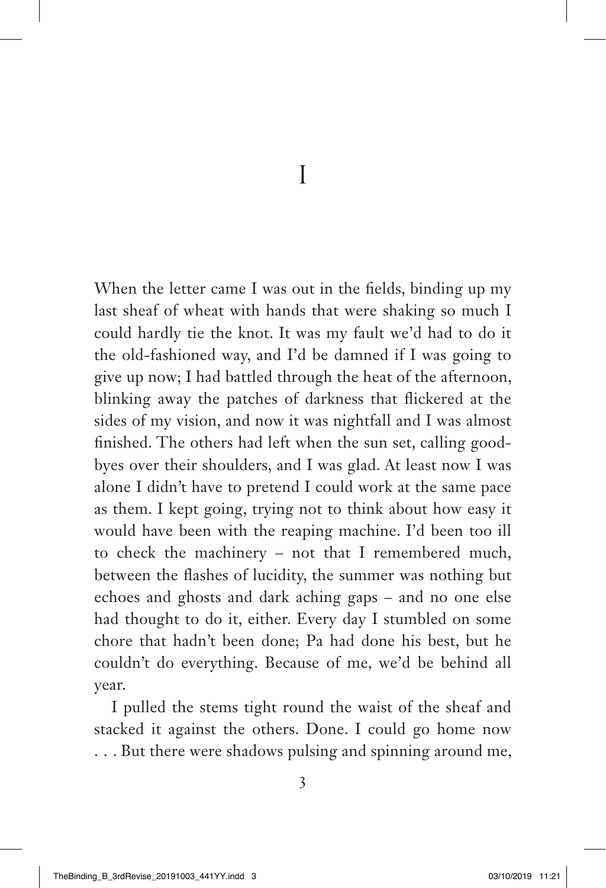# I

When the letter came I was out in the fields, binding up my last sheaf of wheat with hands that were shaking so much I could hardly tie the knot. It was my fault we'd had to do it the old-fashioned way, and I'd be damned if I was going to give up now; I had battled through the heat of the afternoon, blinking away the patches of darkness that flickered at the sides of my vision, and now it was nightfall and I was almost finished. The others had left when the sun set, calling goodbyes over their shoulders, and I was glad. At least now I was alone I didn't have to pretend I could work at the same pace as them. I kept going, trying not to think about how easy it would have been with the reaping machine. I'd been too ill to check the machinery – not that I remembered much, between the flashes of lucidity, the summer was nothing but echoes and ghosts and dark aching gaps – and no one else had thought to do it, either. Every day I stumbled on some chore that hadn't been done; Pa had done his best, but he couldn't do everything. Because of me, we'd be behind all year.

I pulled the stems tight round the waist of the sheaf and stacked it against the others. Done. I could go home now . . . But there were shadows pulsing and spinning around me,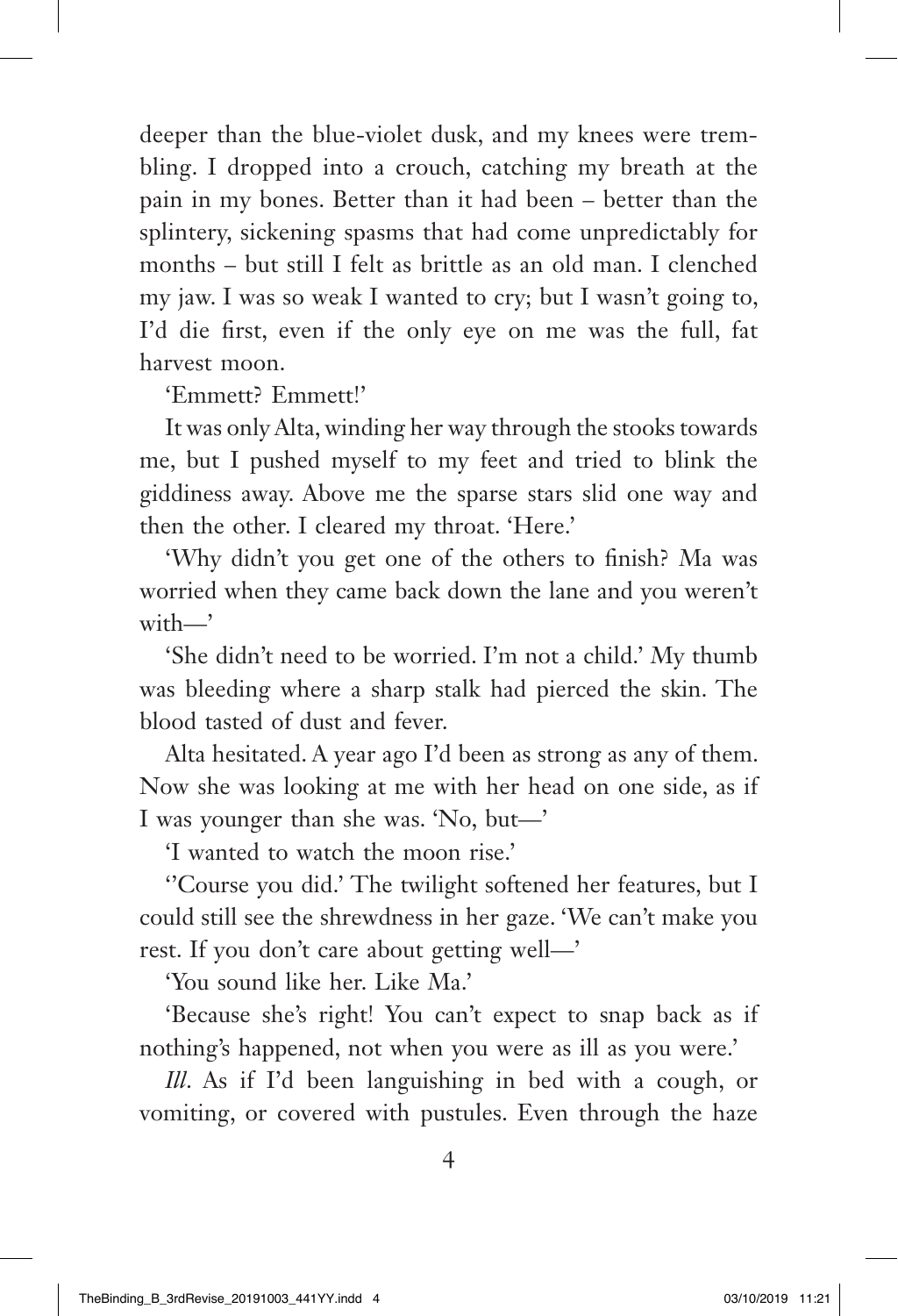deeper than the blue-violet dusk, and my knees were trembling. I dropped into a crouch, catching my breath at the pain in my bones. Better than it had been – better than the splintery, sickening spasms that had come unpredictably for months – but still I felt as brittle as an old man. I clenched my jaw. I was so weak I wanted to cry; but I wasn't going to, I'd die first, even if the only eye on me was the full, fat harvest moon.

'Emmett? Emmett!'

It was only Alta, winding her way through the stooks towards me, but I pushed myself to my feet and tried to blink the giddiness away. Above me the sparse stars slid one way and then the other. I cleared my throat. 'Here.'

'Why didn't you get one of the others to finish? Ma was worried when they came back down the lane and you weren't with—'

'She didn't need to be worried. I'm not a child.' My thumb was bleeding where a sharp stalk had pierced the skin. The blood tasted of dust and fever.

Alta hesitated. A year ago I'd been as strong as any of them. Now she was looking at me with her head on one side, as if I was younger than she was. 'No, but—'

'I wanted to watch the moon rise.'

''Course you did.' The twilight softened her features, but I could still see the shrewdness in her gaze. 'We can't make you rest. If you don't care about getting well—'

'You sound like her. Like Ma.'

'Because she's right! You can't expect to snap back as if nothing's happened, not when you were as ill as you were.'

*Ill*. As if I'd been languishing in bed with a cough, or vomiting, or covered with pustules. Even through the haze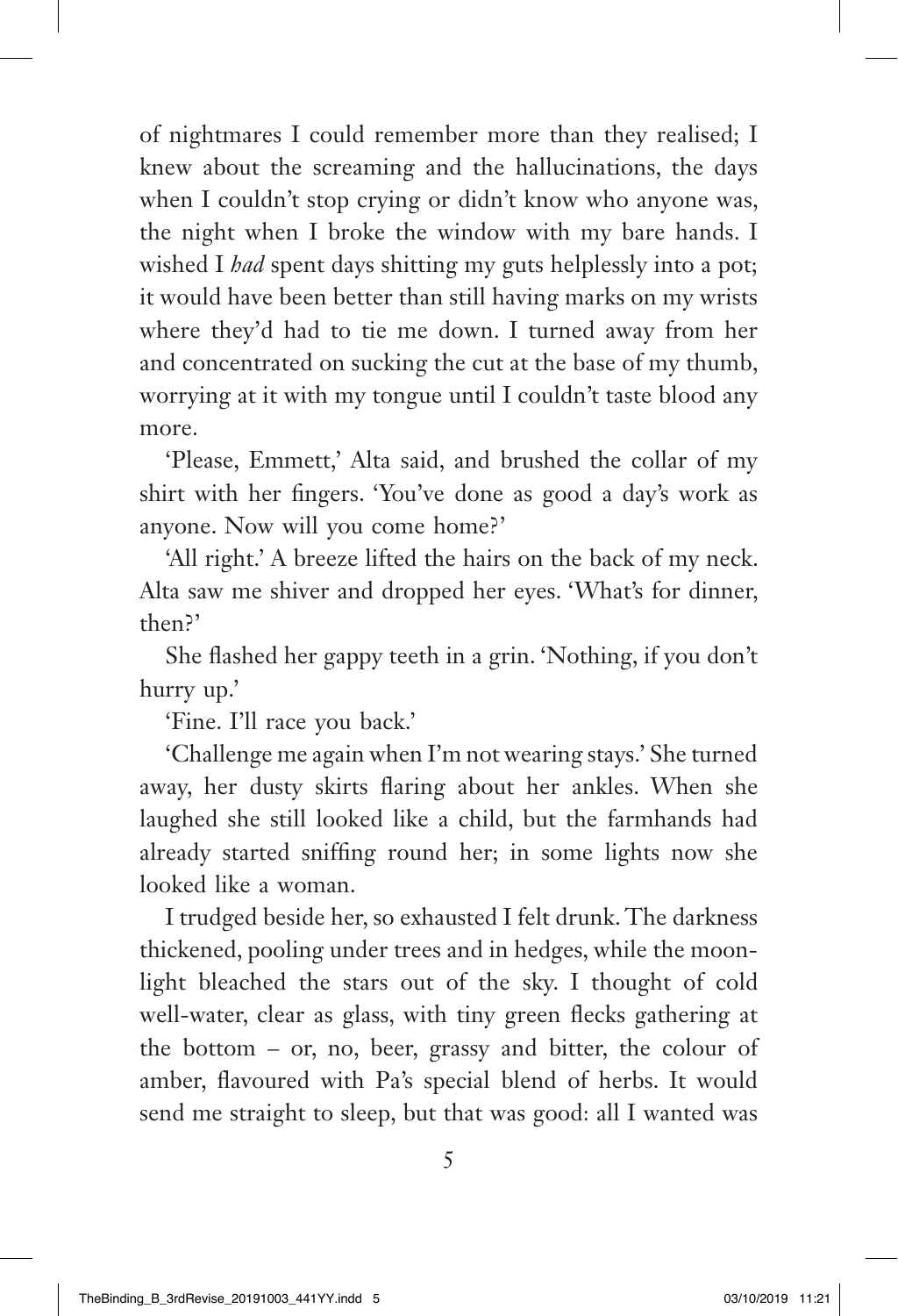of nightmares I could remember more than they realised; I knew about the screaming and the hallucinations, the days when I couldn't stop crying or didn't know who anyone was, the night when I broke the window with my bare hands. I wished I *had* spent days shitting my guts helplessly into a pot; it would have been better than still having marks on my wrists where they'd had to tie me down. I turned away from her and concentrated on sucking the cut at the base of my thumb, worrying at it with my tongue until I couldn't taste blood any more.

'Please, Emmett,' Alta said, and brushed the collar of my shirt with her fingers. 'You've done as good a day's work as anyone. Now will you come home?'

'All right.' A breeze lifted the hairs on the back of my neck. Alta saw me shiver and dropped her eyes. 'What's for dinner, then?'

She flashed her gappy teeth in a grin. 'Nothing, if you don't hurry up.'

'Fine. I'll race you back.'

'Challenge me again when I'm not wearing stays.' She turned away, her dusty skirts flaring about her ankles. When she laughed she still looked like a child, but the farmhands had already started sniffing round her; in some lights now she looked like a woman.

I trudged beside her, so exhausted I felt drunk. The darkness thickened, pooling under trees and in hedges, while the moonlight bleached the stars out of the sky. I thought of cold well-water, clear as glass, with tiny green flecks gathering at the bottom – or, no, beer, grassy and bitter, the colour of amber, flavoured with Pa's special blend of herbs. It would send me straight to sleep, but that was good: all I wanted was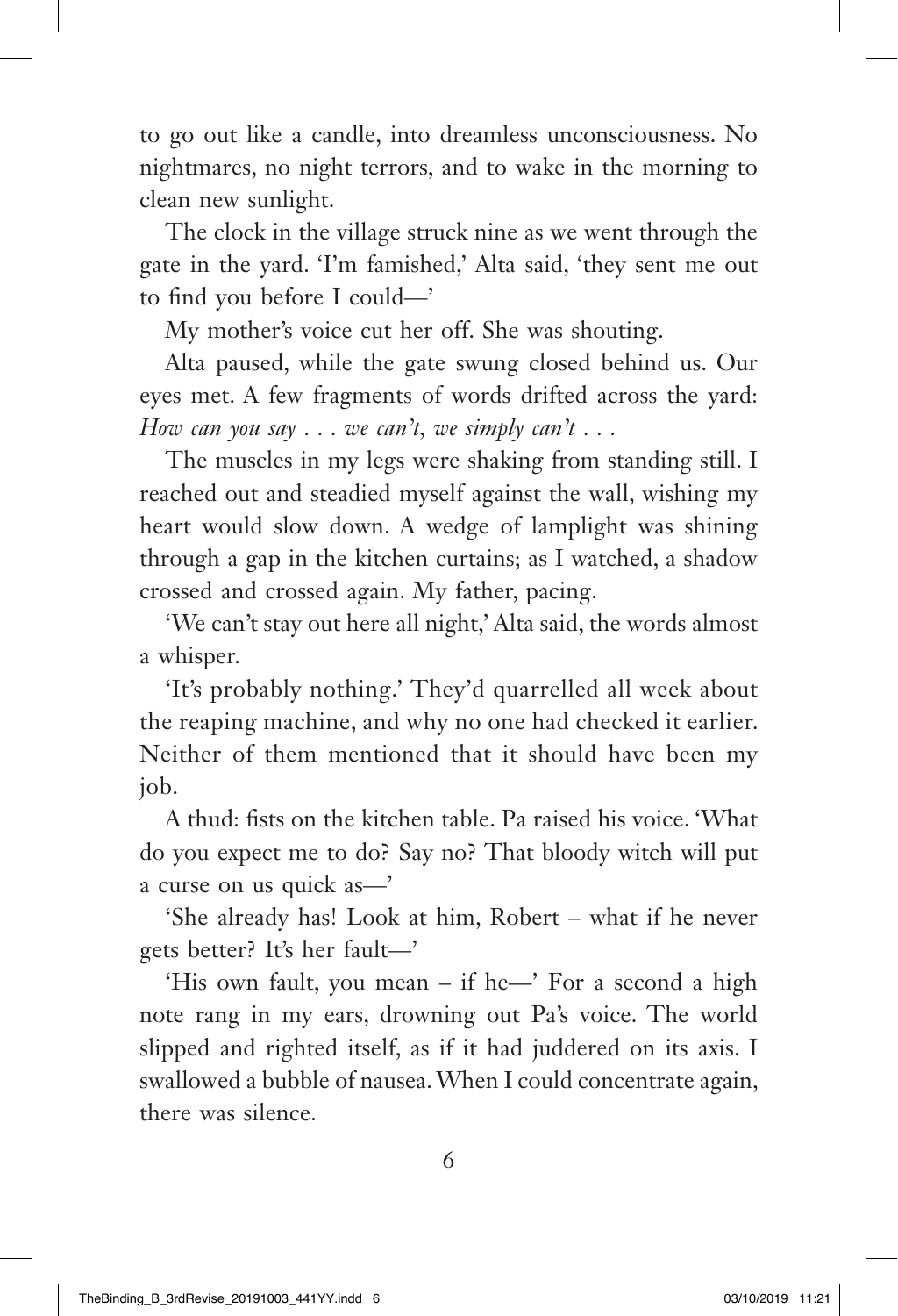to go out like a candle, into dreamless unconsciousness. No nightmares, no night terrors, and to wake in the morning to clean new sunlight.

The clock in the village struck nine as we went through the gate in the yard. 'I'm famished,' Alta said, 'they sent me out to find you before I could—'

My mother's voice cut her off. She was shouting.

Alta paused, while the gate swung closed behind us. Our eyes met. A few fragments of words drifted across the yard: *How can you say . . . we can't, we simply can't . . .*

The muscles in my legs were shaking from standing still. I reached out and steadied myself against the wall, wishing my heart would slow down. A wedge of lamplight was shining through a gap in the kitchen curtains; as I watched, a shadow crossed and crossed again. My father, pacing.

'We can't stay out here all night,' Alta said, the words almost a whisper.

'It's probably nothing.' They'd quarrelled all week about the reaping machine, and why no one had checked it earlier. Neither of them mentioned that it should have been my job.

A thud: fists on the kitchen table. Pa raised his voice. 'What do you expect me to do? Say no? That bloody witch will put a curse on us quick as—'

'She already has! Look at him, Robert – what if he never gets better? It's her fault—'

'His own fault, you mean – if he—' For a second a high note rang in my ears, drowning out Pa's voice. The world slipped and righted itself, as if it had juddered on its axis. I swallowed a bubble of nausea. When I could concentrate again, there was silence.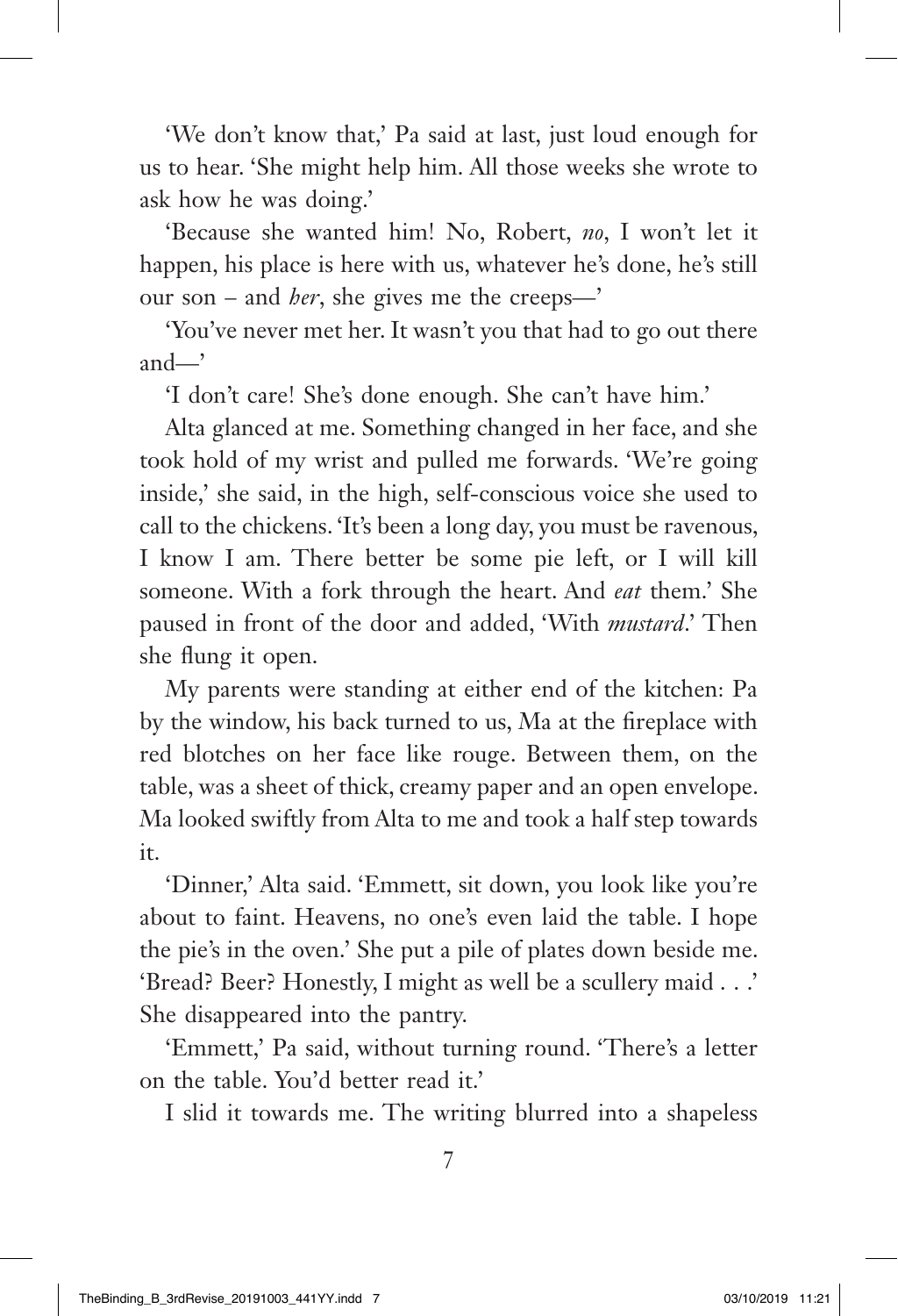'We don't know that,' Pa said at last, just loud enough for us to hear. 'She might help him. All those weeks she wrote to ask how he was doing.'

'Because she wanted him! No, Robert, *no*, I won't let it happen, his place is here with us, whatever he's done, he's still our son – and *her*, she gives me the creeps—'

'You've never met her. It wasn't you that had to go out there and—'

'I don't care! She's done enough. She can't have him.'

Alta glanced at me. Something changed in her face, and she took hold of my wrist and pulled me forwards. 'We're going inside,' she said, in the high, self-conscious voice she used to call to the chickens. 'It's been a long day, you must be ravenous, I know I am. There better be some pie left, or I will kill someone. With a fork through the heart. And *eat* them.' She paused in front of the door and added, 'With *mustard*.' Then she flung it open.

My parents were standing at either end of the kitchen: Pa by the window, his back turned to us, Ma at the fireplace with red blotches on her face like rouge. Between them, on the table, was a sheet of thick, creamy paper and an open envelope. Ma looked swiftly from Alta to me and took a half step towards it.

'Dinner,' Alta said. 'Emmett, sit down, you look like you're about to faint. Heavens, no one's even laid the table. I hope the pie's in the oven.' She put a pile of plates down beside me. 'Bread? Beer? Honestly, I might as well be a scullery maid . . .' She disappeared into the pantry.

'Emmett,' Pa said, without turning round. 'There's a letter on the table. You'd better read it.'

I slid it towards me. The writing blurred into a shapeless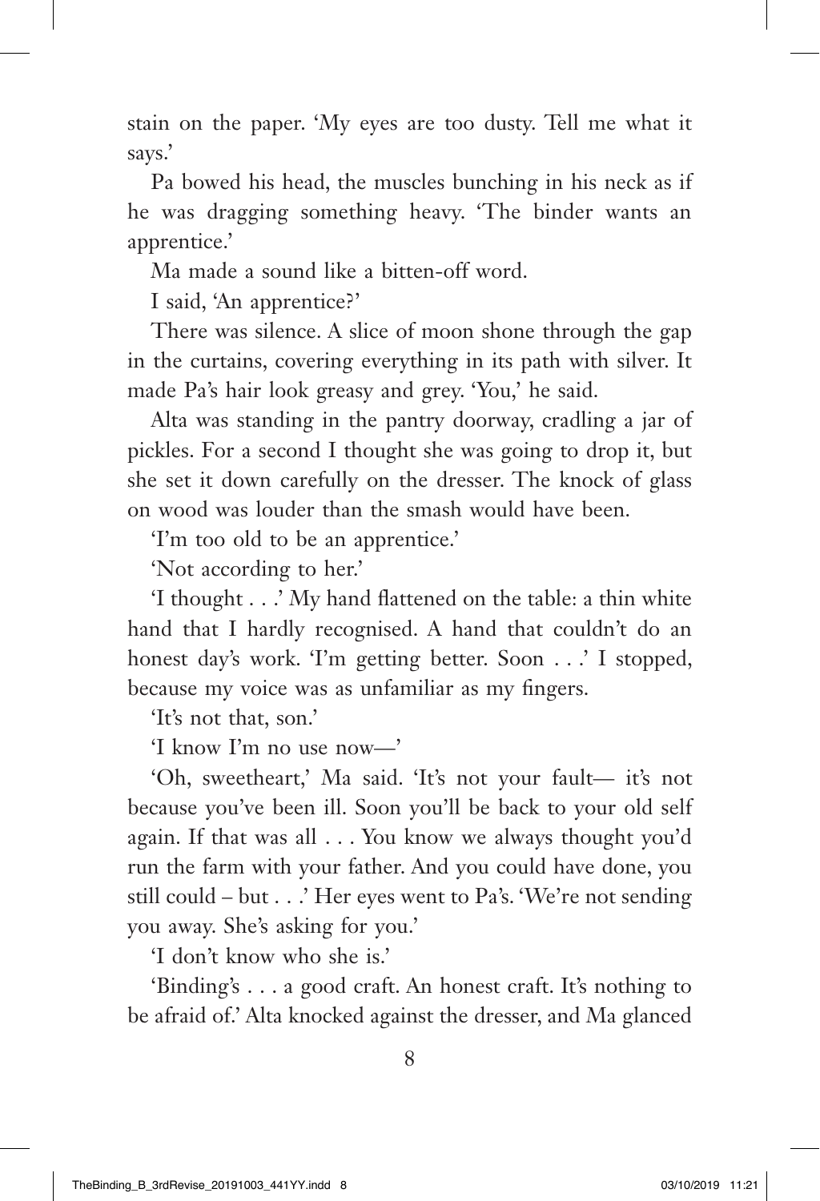stain on the paper. 'My eyes are too dusty. Tell me what it says.'

Pa bowed his head, the muscles bunching in his neck as if he was dragging something heavy. 'The binder wants an apprentice.'

Ma made a sound like a bitten-off word.

I said, 'An apprentice?'

There was silence. A slice of moon shone through the gap in the curtains, covering everything in its path with silver. It made Pa's hair look greasy and grey. 'You,' he said.

Alta was standing in the pantry doorway, cradling a jar of pickles. For a second I thought she was going to drop it, but she set it down carefully on the dresser. The knock of glass on wood was louder than the smash would have been.

'I'm too old to be an apprentice.'

'Not according to her.'

'I thought . . .' My hand flattened on the table: a thin white hand that I hardly recognised. A hand that couldn't do an honest day's work. 'I'm getting better. Soon . . .' I stopped, because my voice was as unfamiliar as my fingers.

'It's not that, son.'

'I know I'm no use now—'

'Oh, sweetheart,' Ma said. 'It's not your fault— it's not because you've been ill. Soon you'll be back to your old self again. If that was all . . . You know we always thought you'd run the farm with your father. And you could have done, you still could – but . . .' Her eyes went to Pa's. 'We're not sending you away. She's asking for you.'

'I don't know who she is.'

'Binding's . . . a good craft. An honest craft. It's nothing to be afraid of.' Alta knocked against the dresser, and Ma glanced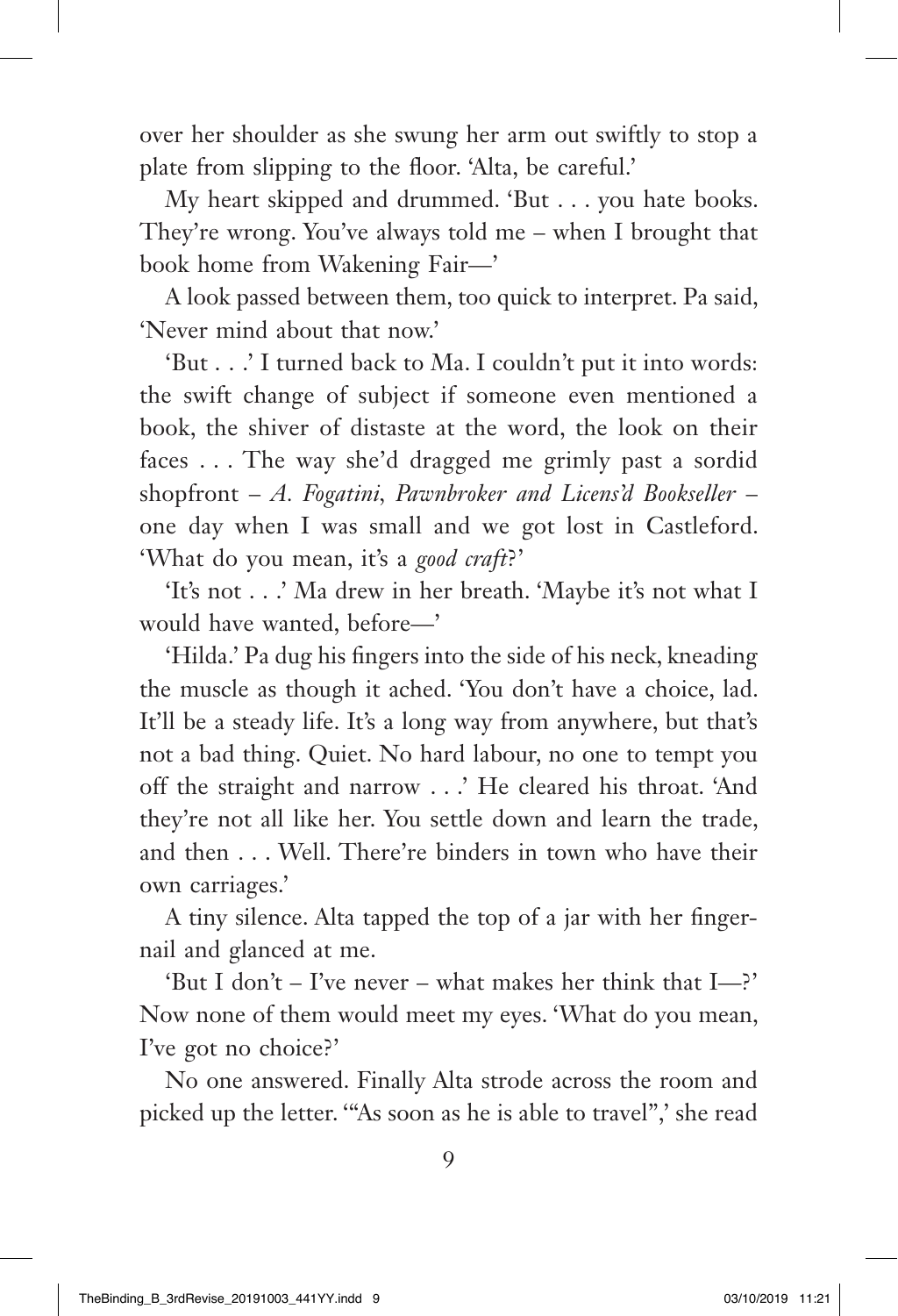over her shoulder as she swung her arm out swiftly to stop a plate from slipping to the floor. 'Alta, be careful.'

My heart skipped and drummed. 'But . . . you hate books. They're wrong. You've always told me – when I brought that book home from Wakening Fair—'

A look passed between them, too quick to interpret. Pa said, 'Never mind about that now.'

'But . . .' I turned back to Ma. I couldn't put it into words: the swift change of subject if someone even mentioned a book, the shiver of distaste at the word, the look on their faces . . . The way she'd dragged me grimly past a sordid shopfront – *A. Fogatini, Pawnbroker and Licens'd Bookseller* – one day when I was small and we got lost in Castleford. 'What do you mean, it's a *good craft*?'

'It's not . . .' Ma drew in her breath. 'Maybe it's not what I would have wanted, before—'

'Hilda.' Pa dug his fingers into the side of his neck, kneading the muscle as though it ached. 'You don't have a choice, lad. It'll be a steady life. It's a long way from anywhere, but that's not a bad thing. Quiet. No hard labour, no one to tempt you off the straight and narrow . . .' He cleared his throat. 'And they're not all like her. You settle down and learn the trade, and then . . . Well. There're binders in town who have their own carriages.'

A tiny silence. Alta tapped the top of a jar with her fingernail and glanced at me.

'But I don't – I've never – what makes her think that I—?' Now none of them would meet my eyes. 'What do you mean, I've got no choice?'

No one answered. Finally Alta strode across the room and picked up the letter. '"As soon as he is able to travel",' she read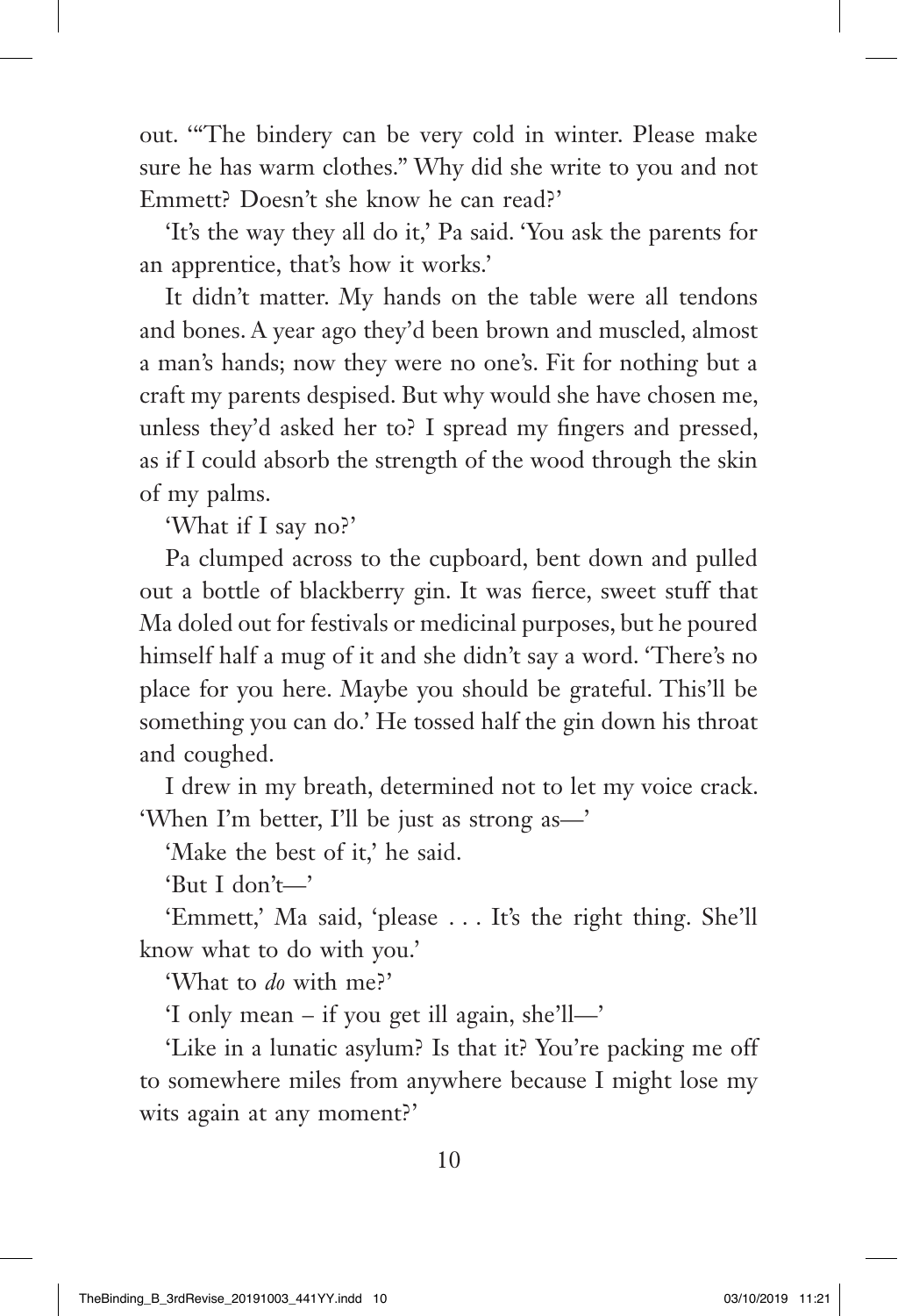out. '"The bindery can be very cold in winter. Please make sure he has warm clothes." Why did she write to you and not Emmett? Doesn't she know he can read?'

'It's the way they all do it,' Pa said. 'You ask the parents for an apprentice, that's how it works.'

It didn't matter. My hands on the table were all tendons and bones. A year ago they'd been brown and muscled, almost a man's hands; now they were no one's. Fit for nothing but a craft my parents despised. But why would she have chosen me, unless they'd asked her to? I spread my fingers and pressed, as if I could absorb the strength of the wood through the skin of my palms.

'What if I say no?'

Pa clumped across to the cupboard, bent down and pulled out a bottle of blackberry gin. It was fierce, sweet stuff that Ma doled out for festivals or medicinal purposes, but he poured himself half a mug of it and she didn't say a word. 'There's no place for you here. Maybe you should be grateful. This'll be something you can do.' He tossed half the gin down his throat and coughed.

I drew in my breath, determined not to let my voice crack. 'When I'm better, I'll be just as strong as—'

'Make the best of it,' he said.

'But I don't—'

'Emmett,' Ma said, 'please . . . It's the right thing. She'll know what to do with you.'

'What to *do* with me?'

'I only mean – if you get ill again, she'll—'

'Like in a lunatic asylum? Is that it? You're packing me off to somewhere miles from anywhere because I might lose my wits again at any moment?'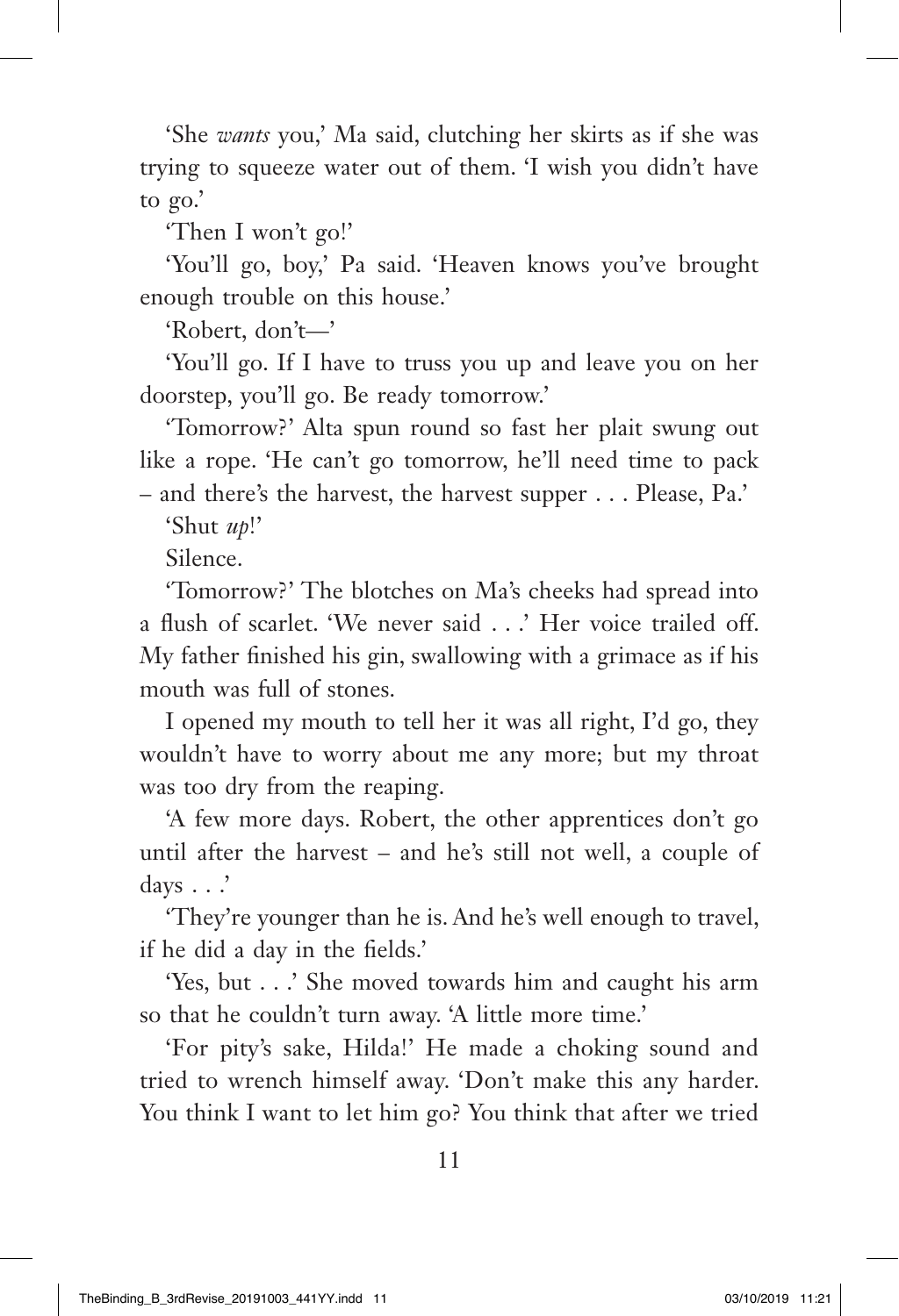'She *wants* you,' Ma said, clutching her skirts as if she was trying to squeeze water out of them. 'I wish you didn't have to go.'

'Then I won't go!'

'You'll go, boy,' Pa said. 'Heaven knows you've brought enough trouble on this house.'

'Robert, don't—'

'You'll go. If I have to truss you up and leave you on her doorstep, you'll go. Be ready tomorrow.'

'Tomorrow?' Alta spun round so fast her plait swung out like a rope. 'He can't go tomorrow, he'll need time to pack – and there's the harvest, the harvest supper . . . Please, Pa.'

'Shut *up*!'

Silence.

'Tomorrow?' The blotches on Ma's cheeks had spread into a flush of scarlet. 'We never said . . .' Her voice trailed off. My father finished his gin, swallowing with a grimace as if his mouth was full of stones.

I opened my mouth to tell her it was all right, I'd go, they wouldn't have to worry about me any more; but my throat was too dry from the reaping.

'A few more days. Robert, the other apprentices don't go until after the harvest – and he's still not well, a couple of days . . .'

'They're younger than he is. And he's well enough to travel, if he did a day in the fields.'

'Yes, but . . .' She moved towards him and caught his arm so that he couldn't turn away. 'A little more time.'

'For pity's sake, Hilda!' He made a choking sound and tried to wrench himself away. 'Don't make this any harder. You think I want to let him go? You think that after we tried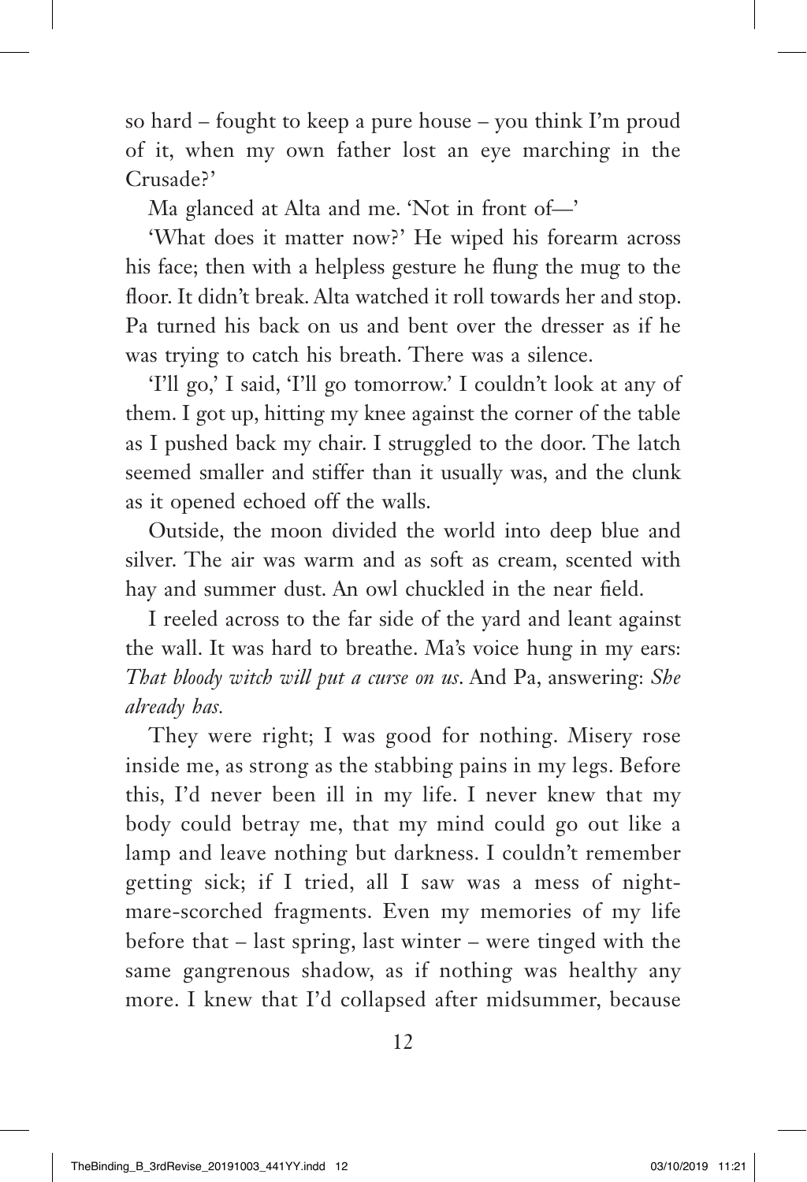so hard – fought to keep a pure house – you think I'm proud of it, when my own father lost an eye marching in the Crusade?'

Ma glanced at Alta and me. 'Not in front of—'

'What does it matter now?' He wiped his forearm across his face; then with a helpless gesture he flung the mug to the floor. It didn't break. Alta watched it roll towards her and stop. Pa turned his back on us and bent over the dresser as if he was trying to catch his breath. There was a silence.

'I'll go,' I said, 'I'll go tomorrow.' I couldn't look at any of them. I got up, hitting my knee against the corner of the table as I pushed back my chair. I struggled to the door. The latch seemed smaller and stiffer than it usually was, and the clunk as it opened echoed off the walls.

Outside, the moon divided the world into deep blue and silver. The air was warm and as soft as cream, scented with hay and summer dust. An owl chuckled in the near field.

I reeled across to the far side of the yard and leant against the wall. It was hard to breathe. Ma's voice hung in my ears: *That bloody witch will put a curse on us*. And Pa, answering: *She already has.*

They were right; I was good for nothing. Misery rose inside me, as strong as the stabbing pains in my legs. Before this, I'd never been ill in my life. I never knew that my body could betray me, that my mind could go out like a lamp and leave nothing but darkness. I couldn't remember getting sick; if I tried, all I saw was a mess of nightmare-scorched fragments. Even my memories of my life before that – last spring, last winter – were tinged with the same gangrenous shadow, as if nothing was healthy any more. I knew that I'd collapsed after midsummer, because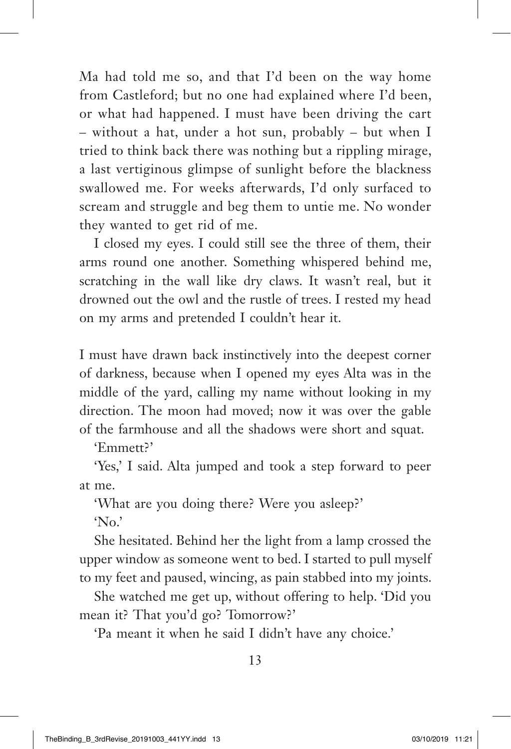Ma had told me so, and that I'd been on the way home from Castleford; but no one had explained where I'd been, or what had happened. I must have been driving the cart – without a hat, under a hot sun, probably – but when I tried to think back there was nothing but a rippling mirage, a last vertiginous glimpse of sunlight before the blackness swallowed me. For weeks afterwards, I'd only surfaced to scream and struggle and beg them to untie me. No wonder they wanted to get rid of me.

I closed my eyes. I could still see the three of them, their arms round one another. Something whispered behind me, scratching in the wall like dry claws. It wasn't real, but it drowned out the owl and the rustle of trees. I rested my head on my arms and pretended I couldn't hear it.

I must have drawn back instinctively into the deepest corner of darkness, because when I opened my eyes Alta was in the middle of the yard, calling my name without looking in my direction. The moon had moved; now it was over the gable of the farmhouse and all the shadows were short and squat.

'Emmett?'

'Yes,' I said. Alta jumped and took a step forward to peer at me.

'What are you doing there? Were you asleep?'

'No.'

She hesitated. Behind her the light from a lamp crossed the upper window as someone went to bed. I started to pull myself to my feet and paused, wincing, as pain stabbed into my joints.

She watched me get up, without offering to help. 'Did you mean it? That you'd go? Tomorrow?'

'Pa meant it when he said I didn't have any choice.'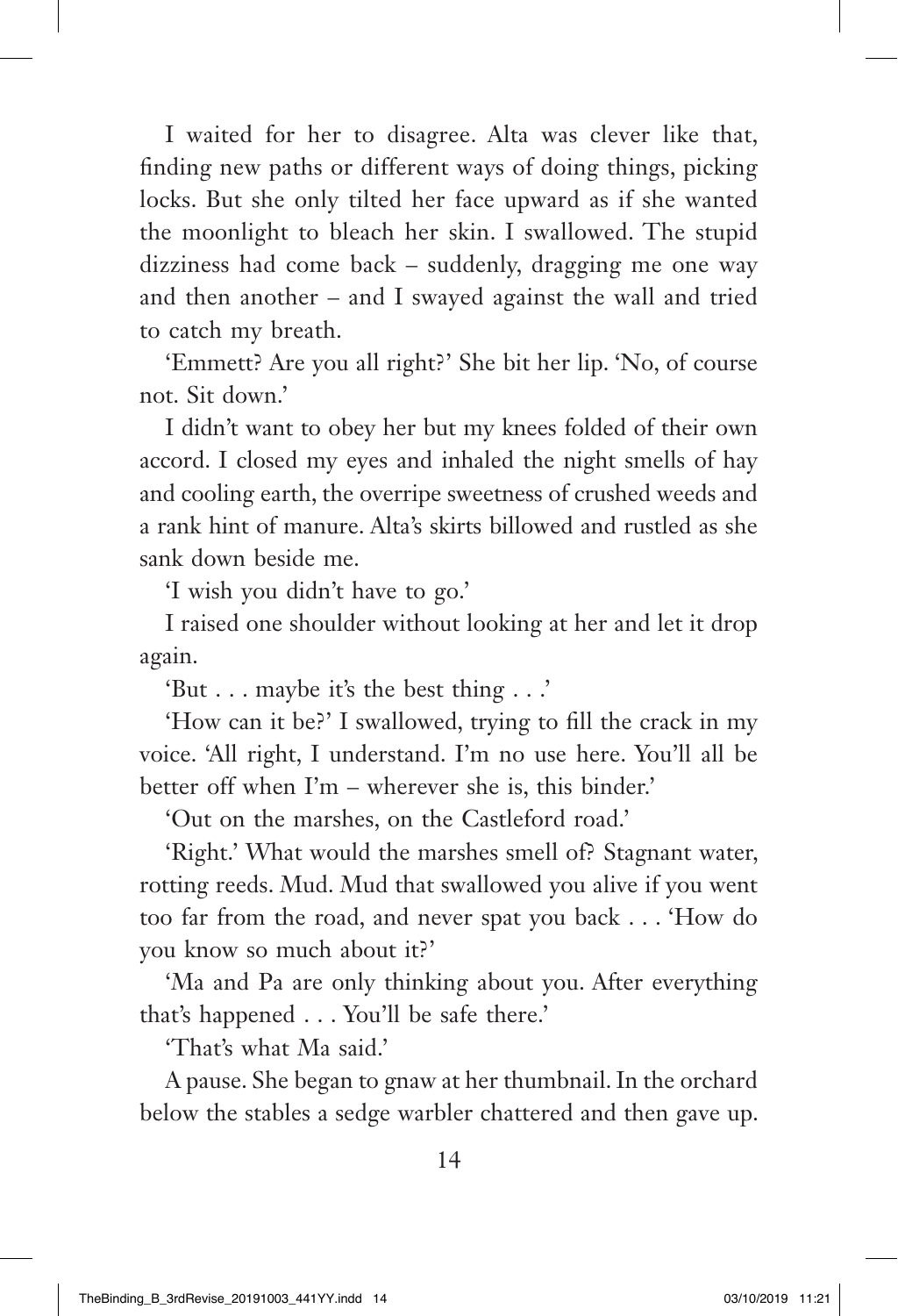I waited for her to disagree. Alta was clever like that, finding new paths or different ways of doing things, picking locks. But she only tilted her face upward as if she wanted the moonlight to bleach her skin. I swallowed. The stupid dizziness had come back – suddenly, dragging me one way and then another – and I swayed against the wall and tried to catch my breath.

'Emmett? Are you all right?' She bit her lip. 'No, of course not. Sit down.'

I didn't want to obey her but my knees folded of their own accord. I closed my eyes and inhaled the night smells of hay and cooling earth, the overripe sweetness of crushed weeds and a rank hint of manure. Alta's skirts billowed and rustled as she sank down beside me.

'I wish you didn't have to go.'

I raised one shoulder without looking at her and let it drop again.

'But . . . maybe it's the best thing . . .'

'How can it be?' I swallowed, trying to fill the crack in my voice. 'All right, I understand. I'm no use here. You'll all be better off when I'm – wherever she is, this binder.'

'Out on the marshes, on the Castleford road.'

'Right.' What would the marshes smell of? Stagnant water, rotting reeds. Mud. Mud that swallowed you alive if you went too far from the road, and never spat you back . . . 'How do you know so much about it?'

'Ma and Pa are only thinking about you. After everything that's happened . . . You'll be safe there.'

'That's what Ma said.'

A pause. She began to gnaw at her thumbnail. In the orchard below the stables a sedge warbler chattered and then gave up.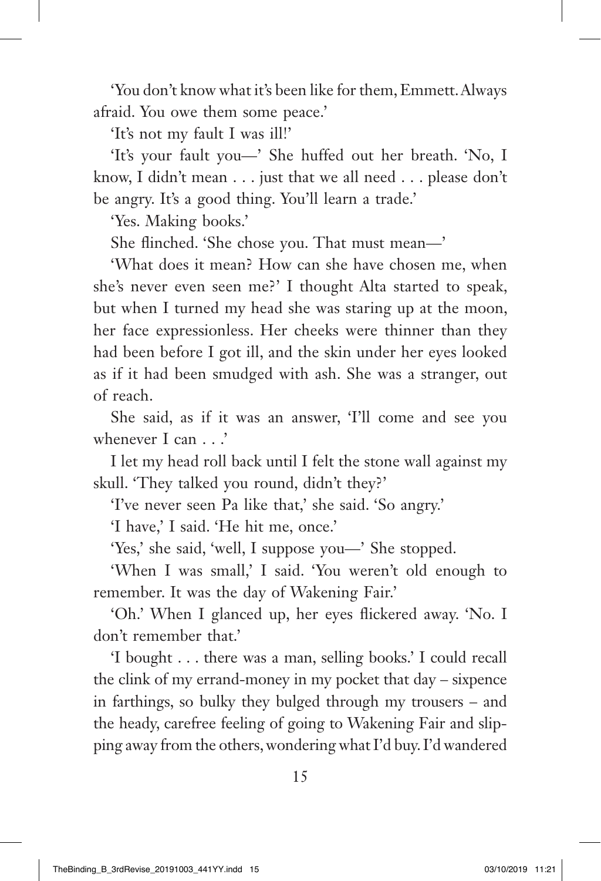'You don't know what it's been like for them, Emmett. Always afraid. You owe them some peace.'

'It's not my fault I was ill!'

'It's your fault you—' She huffed out her breath. 'No, I know, I didn't mean . . . just that we all need . . . please don't be angry. It's a good thing. You'll learn a trade.'

'Yes. Making books.'

She flinched. 'She chose you. That must mean—'

'What does it mean? How can she have chosen me, when she's never even seen me?' I thought Alta started to speak, but when I turned my head she was staring up at the moon, her face expressionless. Her cheeks were thinner than they had been before I got ill, and the skin under her eyes looked as if it had been smudged with ash. She was a stranger, out of reach.

She said, as if it was an answer, 'I'll come and see you whenever I can . . .'

I let my head roll back until I felt the stone wall against my skull. 'They talked you round, didn't they?'

'I've never seen Pa like that,' she said. 'So angry.'

'I have,' I said. 'He hit me, once.'

'Yes,' she said, 'well, I suppose you—' She stopped.

'When I was small,' I said. 'You weren't old enough to remember. It was the day of Wakening Fair.'

'Oh.' When I glanced up, her eyes flickered away. 'No. I don't remember that.'

'I bought . . . there was a man, selling books.' I could recall the clink of my errand-money in my pocket that day – sixpence in farthings, so bulky they bulged through my trousers – and the heady, carefree feeling of going to Wakening Fair and slipping away from the others, wondering what I'd buy. I'd wandered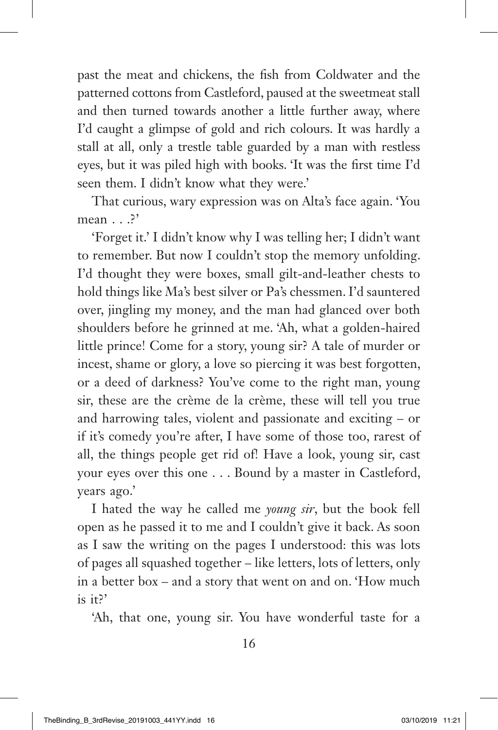past the meat and chickens, the fish from Coldwater and the patterned cottons from Castleford, paused at the sweetmeat stall and then turned towards another a little further away, where I'd caught a glimpse of gold and rich colours. It was hardly a stall at all, only a trestle table guarded by a man with restless eyes, but it was piled high with books. 'It was the first time I'd seen them. I didn't know what they were.'

That curious, wary expression was on Alta's face again. 'You mean . . .?'

'Forget it.' I didn't know why I was telling her; I didn't want to remember. But now I couldn't stop the memory unfolding. I'd thought they were boxes, small gilt-and-leather chests to hold things like Ma's best silver or Pa's chessmen. I'd sauntered over, jingling my money, and the man had glanced over both shoulders before he grinned at me. 'Ah, what a golden-haired little prince! Come for a story, young sir? A tale of murder or incest, shame or glory, a love so piercing it was best forgotten, or a deed of darkness? You've come to the right man, young sir, these are the crème de la crème, these will tell you true and harrowing tales, violent and passionate and exciting – or if it's comedy you're after, I have some of those too, rarest of all, the things people get rid of! Have a look, young sir, cast your eyes over this one . . . Bound by a master in Castleford, years ago.'

I hated the way he called me *young sir*, but the book fell open as he passed it to me and I couldn't give it back. As soon as I saw the writing on the pages I understood: this was lots of pages all squashed together – like letters, lots of letters, only in a better box – and a story that went on and on. 'How much is it?'

'Ah, that one, young sir. You have wonderful taste for a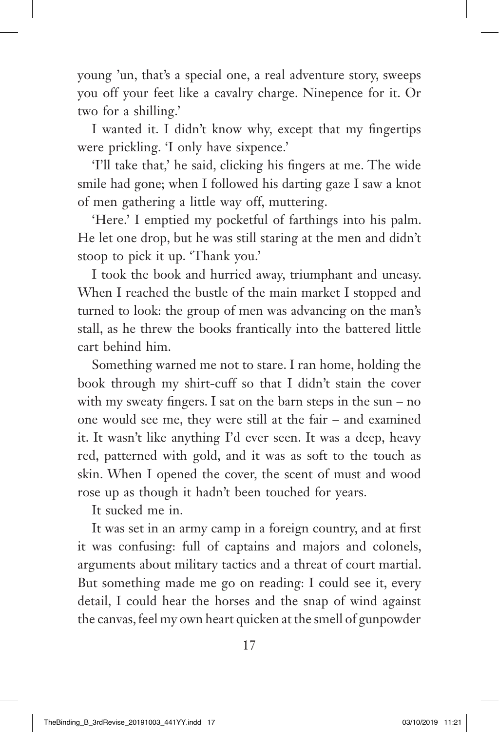young 'un, that's a special one, a real adventure story, sweeps you off your feet like a cavalry charge. Ninepence for it. Or two for a shilling.'

I wanted it. I didn't know why, except that my fingertips were prickling. 'I only have sixpence.'

'I'll take that,' he said, clicking his fingers at me. The wide smile had gone; when I followed his darting gaze I saw a knot of men gathering a little way off, muttering.

'Here.' I emptied my pocketful of farthings into his palm. He let one drop, but he was still staring at the men and didn't stoop to pick it up. 'Thank you.'

I took the book and hurried away, triumphant and uneasy. When I reached the bustle of the main market I stopped and turned to look: the group of men was advancing on the man's stall, as he threw the books frantically into the battered little cart behind him.

Something warned me not to stare. I ran home, holding the book through my shirt-cuff so that I didn't stain the cover with my sweaty fingers. I sat on the barn steps in the sun – no one would see me, they were still at the fair – and examined it. It wasn't like anything I'd ever seen. It was a deep, heavy red, patterned with gold, and it was as soft to the touch as skin. When I opened the cover, the scent of must and wood rose up as though it hadn't been touched for years.

It sucked me in.

It was set in an army camp in a foreign country, and at first it was confusing: full of captains and majors and colonels, arguments about military tactics and a threat of court martial. But something made me go on reading: I could see it, every detail, I could hear the horses and the snap of wind against the canvas, feel my own heart quicken at the smell of gunpowder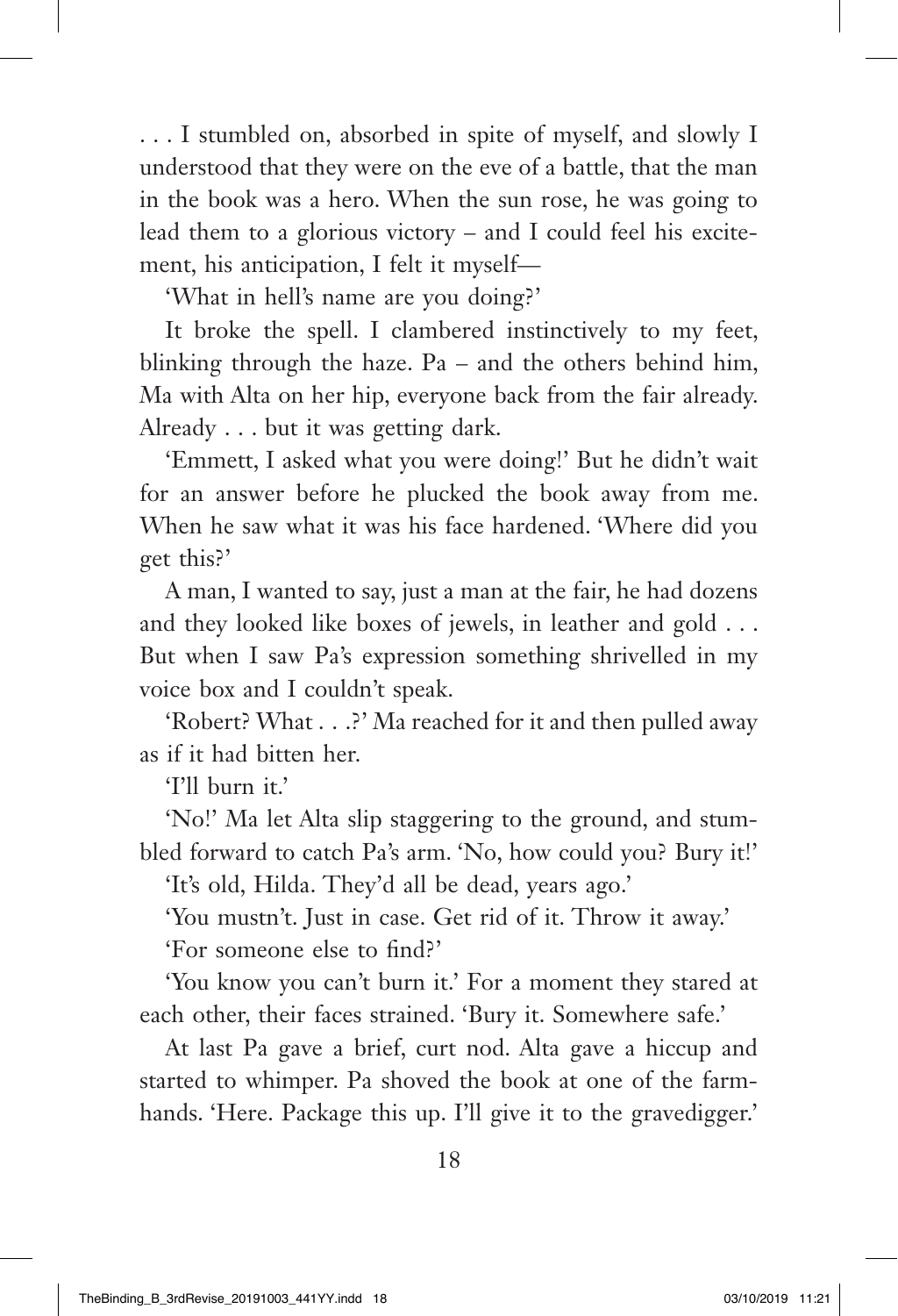. . . I stumbled on, absorbed in spite of myself, and slowly I understood that they were on the eve of a battle, that the man in the book was a hero. When the sun rose, he was going to lead them to a glorious victory – and I could feel his excitement, his anticipation, I felt it myself—

'What in hell's name are you doing?'

It broke the spell. I clambered instinctively to my feet, blinking through the haze. Pa – and the others behind him, Ma with Alta on her hip, everyone back from the fair already. Already . . . but it was getting dark.

'Emmett, I asked what you were doing!' But he didn't wait for an answer before he plucked the book away from me. When he saw what it was his face hardened. 'Where did you get this?'

A man, I wanted to say, just a man at the fair, he had dozens and they looked like boxes of jewels, in leather and gold . . . But when I saw Pa's expression something shrivelled in my voice box and I couldn't speak.

'Robert? What . . .?' Ma reached for it and then pulled away as if it had bitten her.

'I'll burn it.'

'No!' Ma let Alta slip staggering to the ground, and stumbled forward to catch Pa's arm. 'No, how could you? Bury it!'

'It's old, Hilda. They'd all be dead, years ago.'

'You mustn't. Just in case. Get rid of it. Throw it away.'

'For someone else to find?'

'You know you can't burn it.' For a moment they stared at each other, their faces strained. 'Bury it. Somewhere safe.'

At last Pa gave a brief, curt nod. Alta gave a hiccup and started to whimper. Pa shoved the book at one of the farmhands. 'Here. Package this up. I'll give it to the gravedigger.'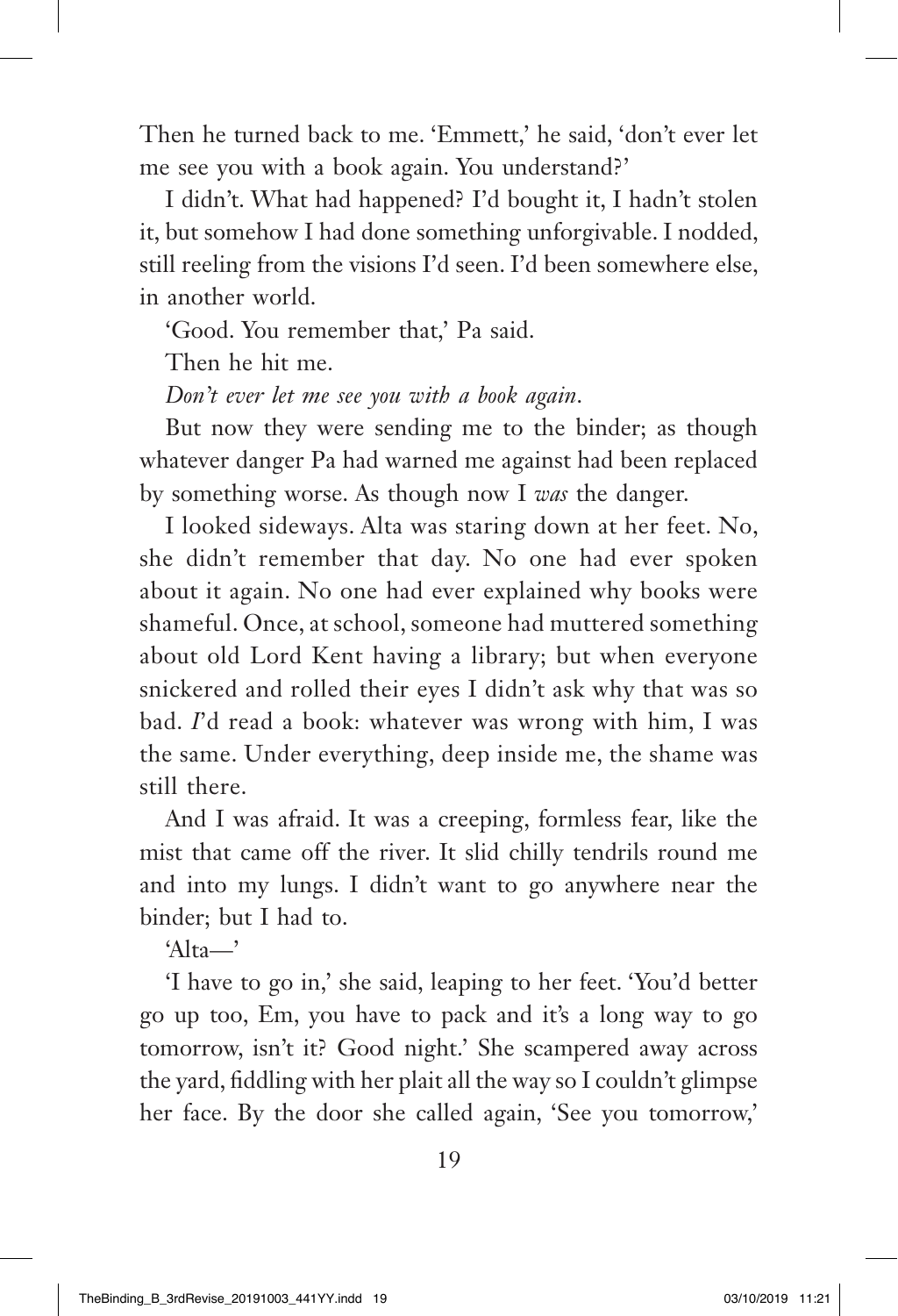Then he turned back to me. 'Emmett,' he said, 'don't ever let me see you with a book again. You understand?'

I didn't. What had happened? I'd bought it, I hadn't stolen it, but somehow I had done something unforgivable. I nodded, still reeling from the visions I'd seen. I'd been somewhere else, in another world.

'Good. You remember that,' Pa said.

Then he hit me.

*Don't ever let me see you with a book again.*

But now they were sending me to the binder; as though whatever danger Pa had warned me against had been replaced by something worse. As though now I *was* the danger.

I looked sideways. Alta was staring down at her feet. No, she didn't remember that day. No one had ever spoken about it again. No one had ever explained why books were shameful. Once, at school, someone had muttered something about old Lord Kent having a library; but when everyone snickered and rolled their eyes I didn't ask why that was so bad. *I*'d read a book: whatever was wrong with him, I was the same. Under everything, deep inside me, the shame was still there.

And I was afraid. It was a creeping, formless fear, like the mist that came off the river. It slid chilly tendrils round me and into my lungs. I didn't want to go anywhere near the binder; but I had to.

'Alta—'

'I have to go in,' she said, leaping to her feet. 'You'd better go up too, Em, you have to pack and it's a long way to go tomorrow, isn't it? Good night.' She scampered away across the yard, fiddling with her plait all the way so I couldn't glimpse her face. By the door she called again, 'See you tomorrow,'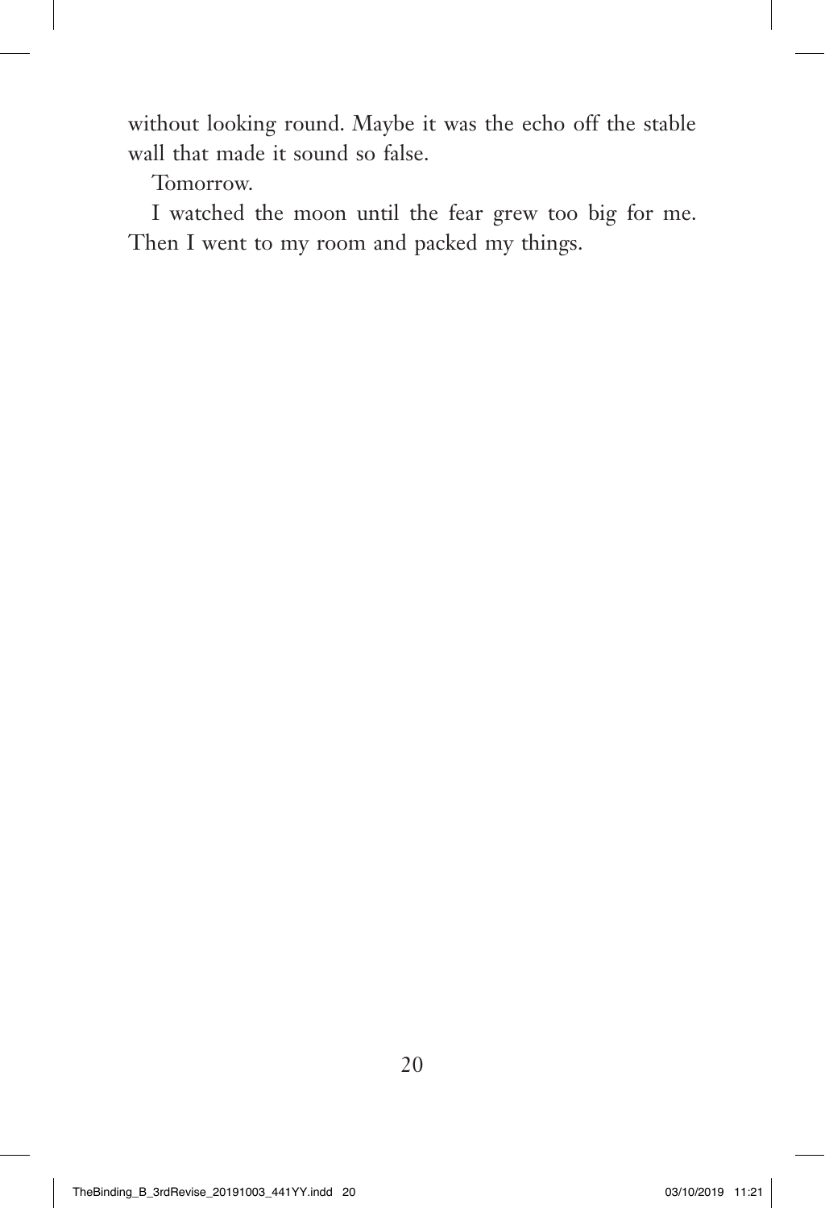without looking round. Maybe it was the echo off the stable wall that made it sound so false.

Tomorrow.

I watched the moon until the fear grew too big for me. Then I went to my room and packed my things.